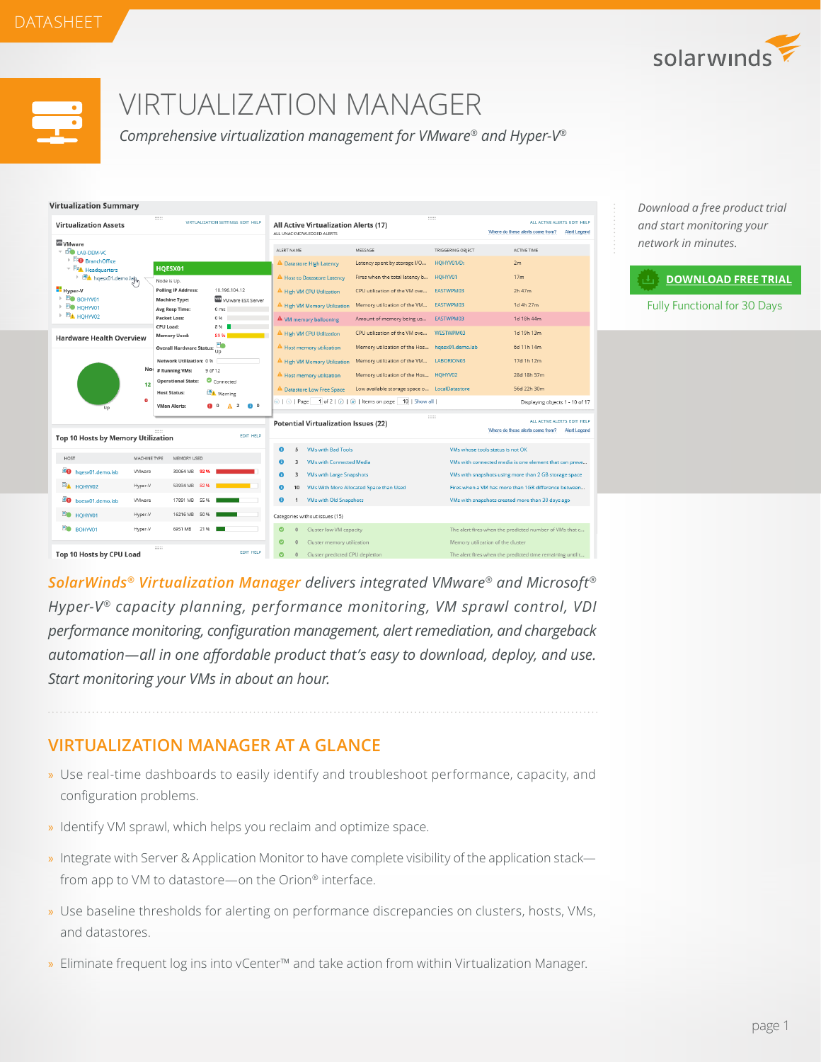DATASHEET

# VIRTUALIZATION MANAGER

*Comprehensive virtualization management for VMware® and Hyper-V®*

*Download a free product trial and start monitoring your network in minutes.*

**DOWNLOAD FREE TRIAL**

Fully Functional for 30 Days

*SolarWinds® Virtualization Manager delivers integrated VMware® and Microsoft® Hyper-V® capacity planning, performance monitoring, VM sprawl control, VDI performance monitoring, configuration management, alert remediation, and chargeback automation—all in one affordable product that's easy to download, deploy, and use. Start monitoring your VMs in about an hour.*

## VIRTUALIZATION MANAGER AT A GLANCE

- Use real-time dashboards to easily identify and troubleshoot performance, capacity, and configuration problems.
- Identify VM sprawl, which helps you reclaim and optimize space.
- Integrate with Server & Application Monitor to have complete visibility of the application stack—from app to VM to datastore—on the Orion® interface.
- Use baseline thresholds for alerting on performance discrepancies on clusters, hosts, VMs, and datastores.
- Eliminate frequent log ins into vCenter™ and take action from within Virtualization Manager.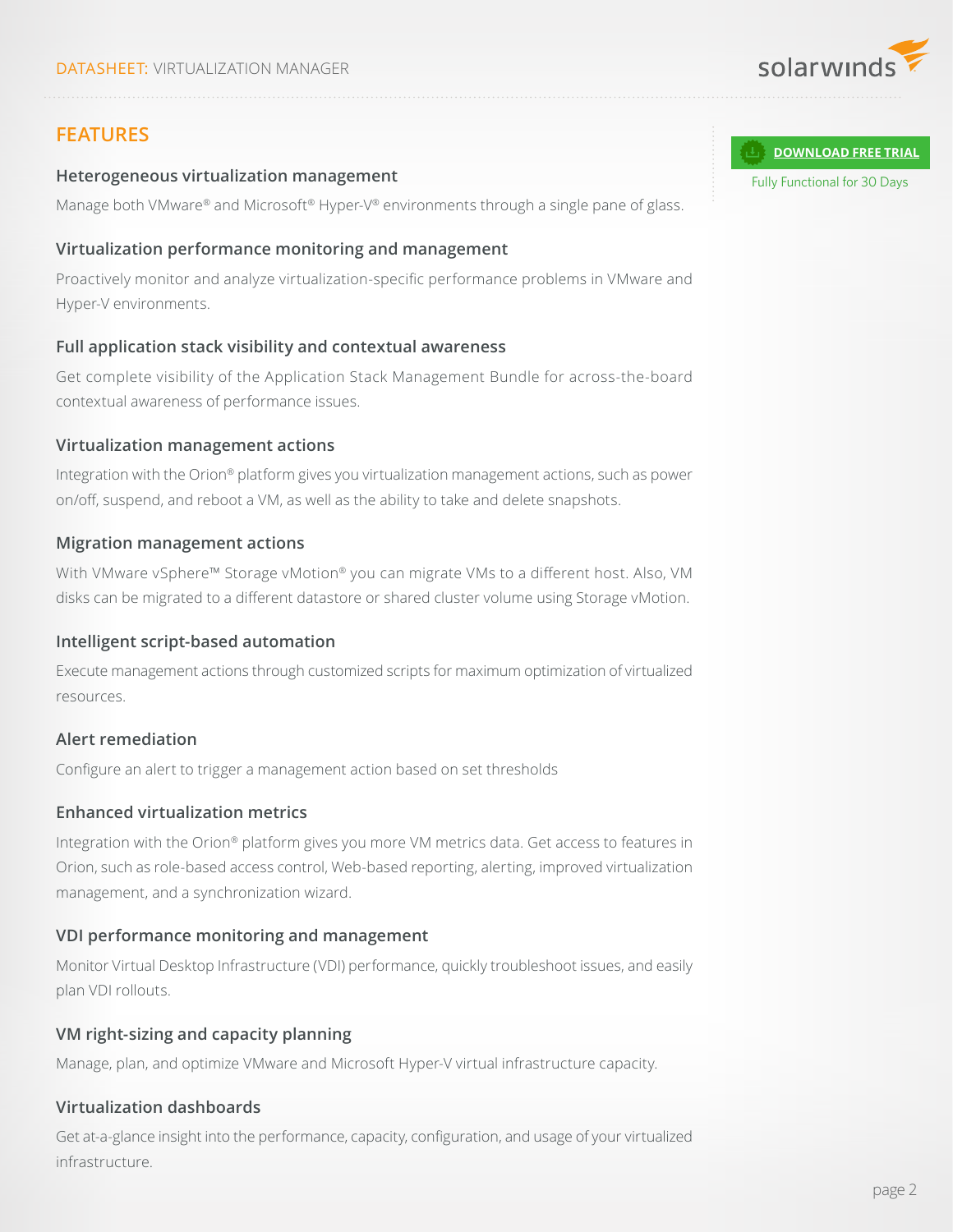## FEATURES

**DOWNLOAD FREE TRIAL**

Fully Functional for 30 Days

### Heterogeneous virtualization management

Manage both VMware® and Microsoft® Hyper-V® environments through a single pane of glass.

### Virtualization performance monitoring and management

Proactively monitor and analyze virtualization-specific performance problems in VMware and Hyper-V environments.

### Full application stack visibility and contextual awareness

Get complete visibility of the Application Stack Management Bundle for across-the-board contextual awareness of performance issues.

### Virtualization management actions

Integration with the Orion® platform gives you virtualization management actions, such as power on/off, suspend, and reboot a VM, as well as the ability to take and delete snapshots.

### Migration management actions

With VMware vSphere™ Storage vMotion® you can migrate VMs to a different host. Also, VM disks can be migrated to a different datastore or shared cluster volume using Storage vMotion.

### Intelligent script-based automation

Execute management actions through customized scripts for maximum optimization of virtualized resources.

### Alert remediation

Configure an alert to trigger a management action based on set thresholds

### Enhanced virtualization metrics

Integration with the Orion® platform gives you more VM metrics data. Get access to features in Orion, such as role-based access control, Web-based reporting, alerting, improved virtualization management, and a synchronization wizard.

### VDI performance monitoring and management

Monitor Virtual Desktop Infrastructure (VDI) performance, quickly troubleshoot issues, and easily plan VDI rollouts.

### VM right-sizing and capacity planning

Manage, plan, and optimize VMware and Microsoft Hyper-V virtual infrastructure capacity.

### Virtualization dashboards

Get at-a-glance insight into the performance, capacity, configuration, and usage of your virtualized infrastructure.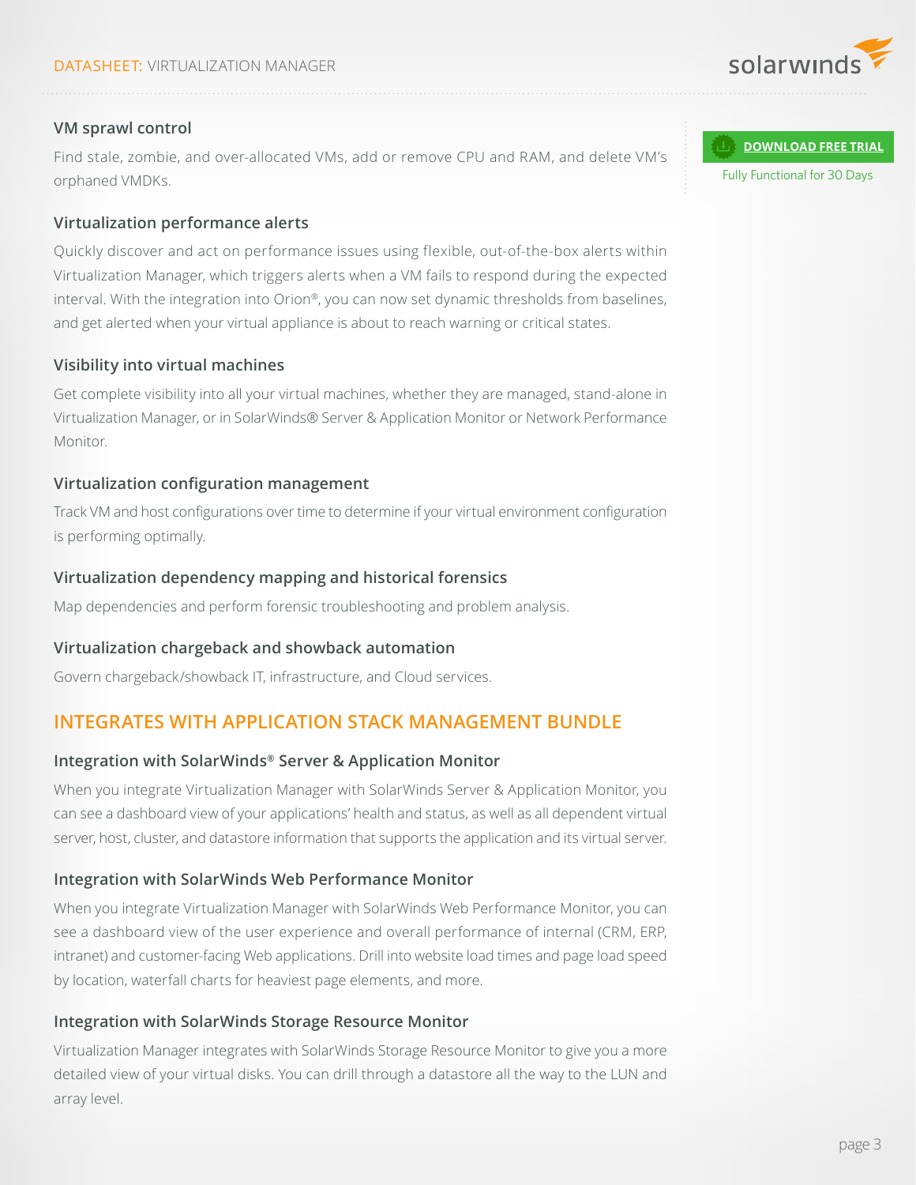### VM sprawl control

Find stale, zombie, and over-allocated VMs, add or remove CPU and RAM, and delete VM's orphaned VMDKs.

### Virtualization performance alerts

Quickly discover and act on performance issues using flexible, out-of-the-box alerts within Virtualization Manager, which triggers alerts when a VM fails to respond during the expected interval. With the integration into Orion®, you can now set dynamic thresholds from baselines, and get alerted when your virtual appliance is about to reach warning or critical states.

### Visibility into virtual machines

Get complete visibility into all your virtual machines, whether they are managed, stand-alone in Virtualization Manager, or in SolarWinds® Server & Application Monitor or Network Performance Monitor.

### Virtualization configuration management

Track VM and host configurations over time to determine if your virtual environment configuration is performing optimally.

### Virtualization dependency mapping and historical forensics

Map dependencies and perform forensic troubleshooting and problem analysis.

### Virtualization chargeback and showback automation

Govern chargeback/showback IT, infrastructure, and Cloud services.

**DOWNLOAD FREE TRIAL**

Fully Functional for 30 Days

## INTEGRATES WITH APPLICATION STACK MANAGEMENT BUNDLE

### Integration with SolarWinds® Server & Application Monitor

When you integrate Virtualization Manager with SolarWinds Server & Application Monitor, you can see a dashboard view of your applications' health and status, as well as all dependent virtual server, host, cluster, and datastore information that supports the application and its virtual server.

### Integration with SolarWinds Web Performance Monitor

When you integrate Virtualization Manager with SolarWinds Web Performance Monitor, you can see a dashboard view of the user experience and overall performance of internal (CRM, ERP, intranet) and customer-facing Web applications. Drill into website load times and page load speed by location, waterfall charts for heaviest page elements, and more.

### Integration with SolarWinds Storage Resource Monitor

Virtualization Manager integrates with SolarWinds Storage Resource Monitor to give you a more detailed view of your virtual disks. You can drill through a datastore all the way to the LUN and array level.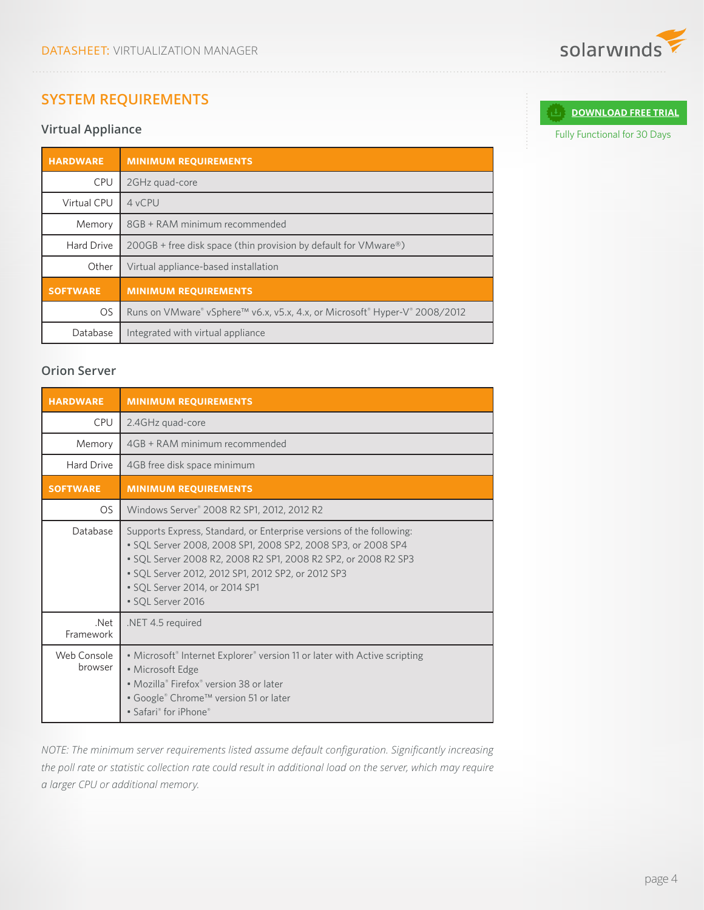## SYSTEM REQUIREMENTS

**DOWNLOAD FREE TRIAL**

Fully Functional for 30 Days

### Virtual Appliance

| HARDWARE | MINIMUM REQUIREMENTS |
|---|---|
| CPU | 2GHz quad-core |
| Virtual CPU | 4 vCPU |
| Memory | 8GB + RAM minimum recommended |
| Hard Drive | 200GB + free disk space (thin provision by default for VMware®) |
| Other | Virtual appliance-based installation |
| **SOFTWARE** | **MINIMUM REQUIREMENTS** |
| OS | Runs on VMware® vSphere™ v6.x, v5.x, 4.x, or Microsoft® Hyper-V® 2008/2012 |
| Database | Integrated with virtual appliance |

### Orion Server

| HARDWARE | MINIMUM REQUIREMENTS |
|---|---|
| CPU | 2.4GHz quad-core |
| Memory | 4GB + RAM minimum recommended |
| Hard Drive | 4GB free disk space minimum |
| **SOFTWARE** | **MINIMUM REQUIREMENTS** |
| OS | Windows Server® 2008 R2 SP1, 2012, 2012 R2 |
| Database | Supports Express, Standard, or Enterprise versions of the following:<br>• SQL Server 2008, 2008 SP1, 2008 SP2, 2008 SP3, or 2008 SP4<br>• SQL Server 2008 R2, 2008 R2 SP1, 2008 R2 SP2, or 2008 R2 SP3<br>• SQL Server 2012, 2012 SP1, 2012 SP2, or 2012 SP3<br>• SQL Server 2014, or 2014 SP1<br>• SQL Server 2016 |
| .Net Framework | .NET 4.5 required |
| Web Console browser | • Microsoft® Internet Explorer® version 11 or later with Active scripting<br>• Microsoft Edge<br>• Mozilla® Firefox® version 38 or later<br>• Google® Chrome™ version 51 or later<br>• Safari® for iPhone® |

*NOTE: The minimum server requirements listed assume default configuration. Significantly increasing the poll rate or statistic collection rate could result in additional load on the server, which may require a larger CPU or additional memory.*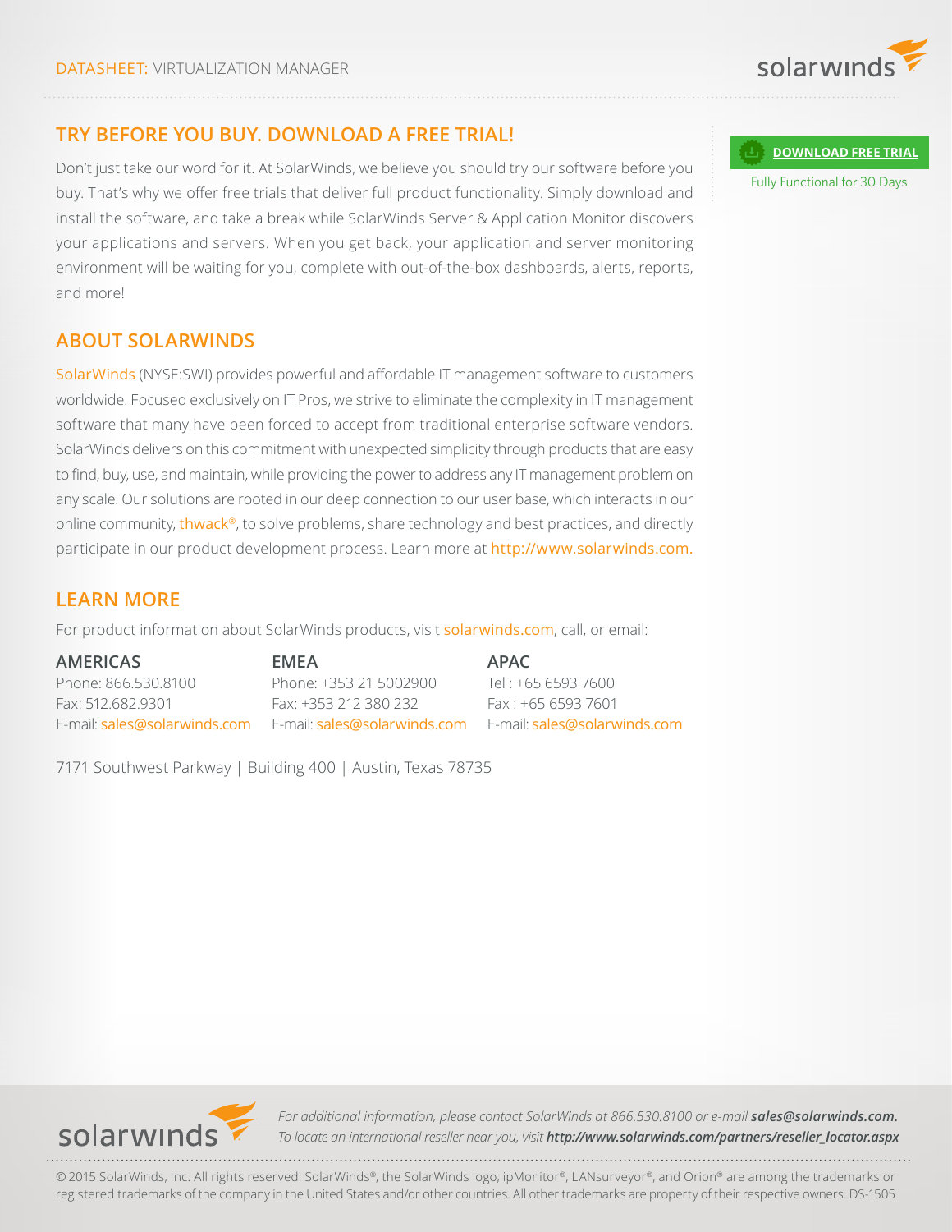## TRY BEFORE YOU BUY. DOWNLOAD A FREE TRIAL!

Don't just take our word for it. At SolarWinds, we believe you should try our software before you buy. That's why we offer free trials that deliver full product functionality. Simply download and install the software, and take a break while SolarWinds Server & Application Monitor discovers your applications and servers. When you get back, your application and server monitoring environment will be waiting for you, complete with out-of-the-box dashboards, alerts, reports, and more!

**DOWNLOAD FREE TRIAL**

Fully Functional for 30 Days

## ABOUT SOLARWINDS

SolarWinds (NYSE:SWI) provides powerful and affordable IT management software to customers worldwide. Focused exclusively on IT Pros, we strive to eliminate the complexity in IT management software that many have been forced to accept from traditional enterprise software vendors. SolarWinds delivers on this commitment with unexpected simplicity through products that are easy to find, buy, use, and maintain, while providing the power to address any IT management problem on any scale. Our solutions are rooted in our deep connection to our user base, which interacts in our online community, thwack®, to solve problems, share technology and best practices, and directly participate in our product development process. Learn more at http://www.solarwinds.com.

## LEARN MORE

For product information about SolarWinds products, visit solarwinds.com, call, or email:

**AMERICAS**
Phone: 866.530.8100
Fax: 512.682.9301
E-mail: sales@solarwinds.com

**EMEA**
Phone: +353 21 5002900
Fax: +353 212 380 232
E-mail: sales@solarwinds.com

**APAC**
Tel : +65 6593 7600
Fax : +65 6593 7601
E-mail: sales@solarwinds.com

7171 Southwest Parkway | Building 400 | Austin, Texas 78735

*For additional information, please contact SolarWinds at 866.530.8100 or e-mail* ***sales@solarwinds.com.***
*To locate an international reseller near you, visit* ***http://www.solarwinds.com/partners/reseller_locator.aspx***

© 2015 SolarWinds, Inc. All rights reserved. SolarWinds®, the SolarWinds logo, ipMonitor®, LANsurveyor®, and Orion® are among the trademarks or registered trademarks of the company in the United States and/or other countries. All other trademarks are property of their respective owners. DS-1505